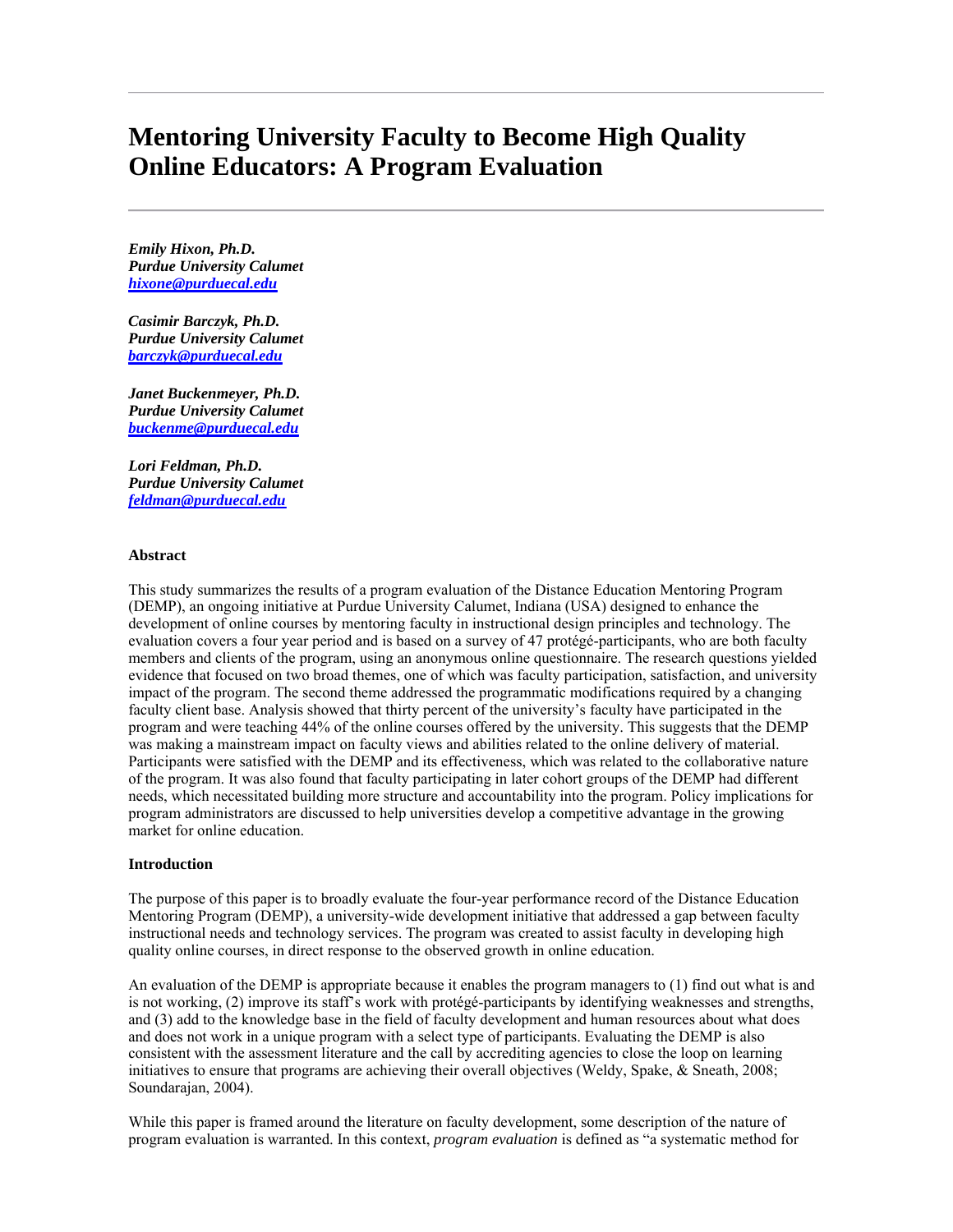# Mentoring University Faculty to Become High Quality Online Educators: A Program Evaluation

***Emily Hixon, Ph.D.***
***Purdue University Calumet***
***hixone@purduecal.edu***

***Casimir Barczyk, Ph.D.***
***Purdue University Calumet***
***barczyk@purduecal.edu***

***Janet Buckenmeyer, Ph.D.***
***Purdue University Calumet***
***buckenme@purduecal.edu***

***Lori Feldman, Ph.D.***
***Purdue University Calumet***
***feldman@purduecal.edu***

### Abstract

This study summarizes the results of a program evaluation of the Distance Education Mentoring Program (DEMP), an ongoing initiative at Purdue University Calumet, Indiana (USA) designed to enhance the development of online courses by mentoring faculty in instructional design principles and technology. The evaluation covers a four year period and is based on a survey of 47 protégé-participants, who are both faculty members and clients of the program, using an anonymous online questionnaire. The research questions yielded evidence that focused on two broad themes, one of which was faculty participation, satisfaction, and university impact of the program. The second theme addressed the programmatic modifications required by a changing faculty client base. Analysis showed that thirty percent of the university's faculty have participated in the program and were teaching 44% of the online courses offered by the university. This suggests that the DEMP was making a mainstream impact on faculty views and abilities related to the online delivery of material. Participants were satisfied with the DEMP and its effectiveness, which was related to the collaborative nature of the program. It was also found that faculty participating in later cohort groups of the DEMP had different needs, which necessitated building more structure and accountability into the program. Policy implications for program administrators are discussed to help universities develop a competitive advantage in the growing market for online education.

### Introduction

The purpose of this paper is to broadly evaluate the four-year performance record of the Distance Education Mentoring Program (DEMP), a university-wide development initiative that addressed a gap between faculty instructional needs and technology services. The program was created to assist faculty in developing high quality online courses, in direct response to the observed growth in online education.

An evaluation of the DEMP is appropriate because it enables the program managers to (1) find out what is and is not working, (2) improve its staff's work with protégé-participants by identifying weaknesses and strengths, and (3) add to the knowledge base in the field of faculty development and human resources about what does and does not work in a unique program with a select type of participants. Evaluating the DEMP is also consistent with the assessment literature and the call by accrediting agencies to close the loop on learning initiatives to ensure that programs are achieving their overall objectives (Weldy, Spake, & Sneath, 2008; Soundarajan, 2004).

While this paper is framed around the literature on faculty development, some description of the nature of program evaluation is warranted. In this context, *program evaluation* is defined as "a systematic method for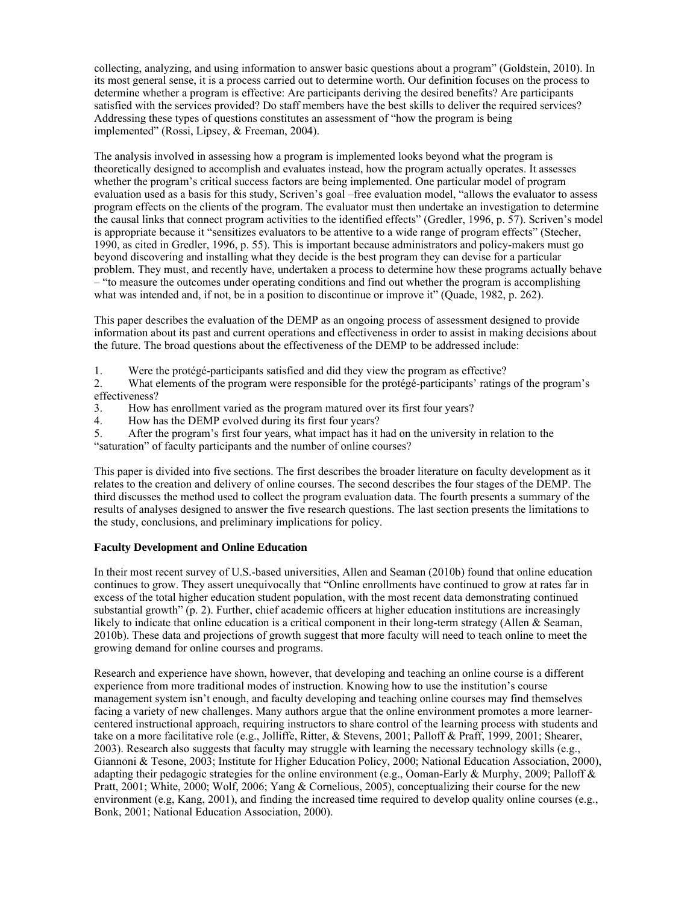collecting, analyzing, and using information to answer basic questions about a program" (Goldstein, 2010). In its most general sense, it is a process carried out to determine worth. Our definition focuses on the process to determine whether a program is effective: Are participants deriving the desired benefits? Are participants satisfied with the services provided? Do staff members have the best skills to deliver the required services? Addressing these types of questions constitutes an assessment of "how the program is being implemented" (Rossi, Lipsey, & Freeman, 2004).

The analysis involved in assessing how a program is implemented looks beyond what the program is theoretically designed to accomplish and evaluates instead, how the program actually operates. It assesses whether the program's critical success factors are being implemented. One particular model of program evaluation used as a basis for this study, Scriven's goal –free evaluation model, "allows the evaluator to assess program effects on the clients of the program. The evaluator must then undertake an investigation to determine the causal links that connect program activities to the identified effects" (Gredler, 1996, p. 57). Scriven's model is appropriate because it "sensitizes evaluators to be attentive to a wide range of program effects" (Stecher, 1990, as cited in Gredler, 1996, p. 55). This is important because administrators and policy-makers must go beyond discovering and installing what they decide is the best program they can devise for a particular problem. They must, and recently have, undertaken a process to determine how these programs actually behave – "to measure the outcomes under operating conditions and find out whether the program is accomplishing what was intended and, if not, be in a position to discontinue or improve it" (Quade, 1982, p. 262).

This paper describes the evaluation of the DEMP as an ongoing process of assessment designed to provide information about its past and current operations and effectiveness in order to assist in making decisions about the future. The broad questions about the effectiveness of the DEMP to be addressed include:

1. Were the protégé-participants satisfied and did they view the program as effective?
2. What elements of the program were responsible for the protégé-participants' ratings of the program's effectiveness?
3. How has enrollment varied as the program matured over its first four years?
4. How has the DEMP evolved during its first four years?
5. After the program's first four years, what impact has it had on the university in relation to the "saturation" of faculty participants and the number of online courses?

This paper is divided into five sections. The first describes the broader literature on faculty development as it relates to the creation and delivery of online courses. The second describes the four stages of the DEMP. The third discusses the method used to collect the program evaluation data. The fourth presents a summary of the results of analyses designed to answer the five research questions. The last section presents the limitations to the study, conclusions, and preliminary implications for policy.

### Faculty Development and Online Education

In their most recent survey of U.S.-based universities, Allen and Seaman (2010b) found that online education continues to grow. They assert unequivocally that "Online enrollments have continued to grow at rates far in excess of the total higher education student population, with the most recent data demonstrating continued substantial growth" (p. 2). Further, chief academic officers at higher education institutions are increasingly likely to indicate that online education is a critical component in their long-term strategy (Allen & Seaman, 2010b). These data and projections of growth suggest that more faculty will need to teach online to meet the growing demand for online courses and programs.

Research and experience have shown, however, that developing and teaching an online course is a different experience from more traditional modes of instruction. Knowing how to use the institution's course management system isn't enough, and faculty developing and teaching online courses may find themselves facing a variety of new challenges. Many authors argue that the online environment promotes a more learner-centered instructional approach, requiring instructors to share control of the learning process with students and take on a more facilitative role (e.g., Jolliffe, Ritter, & Stevens, 2001; Palloff & Praff, 1999, 2001; Shearer, 2003). Research also suggests that faculty may struggle with learning the necessary technology skills (e.g., Giannoni & Tesone, 2003; Institute for Higher Education Policy, 2000; National Education Association, 2000), adapting their pedagogic strategies for the online environment (e.g., Ooman-Early & Murphy, 2009; Palloff & Pratt, 2001; White, 2000; Wolf, 2006; Yang & Cornelious, 2005), conceptualizing their course for the new environment (e.g, Kang, 2001), and finding the increased time required to develop quality online courses (e.g., Bonk, 2001; National Education Association, 2000).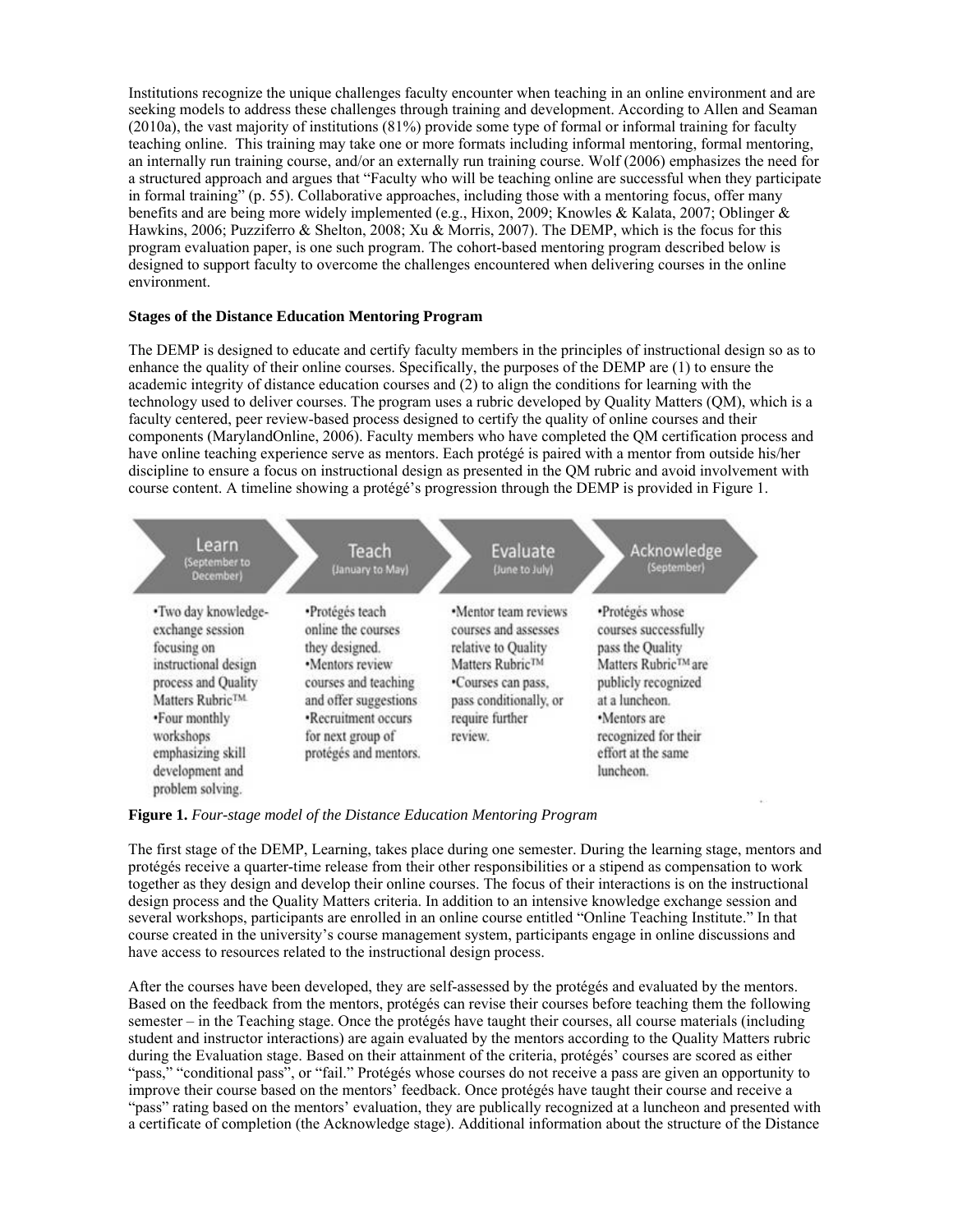Institutions recognize the unique challenges faculty encounter when teaching in an online environment and are seeking models to address these challenges through training and development. According to Allen and Seaman (2010a), the vast majority of institutions (81%) provide some type of formal or informal training for faculty teaching online. This training may take one or more formats including informal mentoring, formal mentoring, an internally run training course, and/or an externally run training course. Wolf (2006) emphasizes the need for a structured approach and argues that "Faculty who will be teaching online are successful when they participate in formal training" (p. 55). Collaborative approaches, including those with a mentoring focus, offer many benefits and are being more widely implemented (e.g., Hixon, 2009; Knowles & Kalata, 2007; Oblinger & Hawkins, 2006; Puzziferro & Shelton, 2008; Xu & Morris, 2007). The DEMP, which is the focus for this program evaluation paper, is one such program. The cohort-based mentoring program described below is designed to support faculty to overcome the challenges encountered when delivering courses in the online environment.

**Stages of the Distance Education Mentoring Program**

The DEMP is designed to educate and certify faculty members in the principles of instructional design so as to enhance the quality of their online courses. Specifically, the purposes of the DEMP are (1) to ensure the academic integrity of distance education courses and (2) to align the conditions for learning with the technology used to deliver courses. The program uses a rubric developed by Quality Matters (QM), which is a faculty centered, peer review-based process designed to certify the quality of online courses and their components (MarylandOnline, 2006). Faculty members who have completed the QM certification process and have online teaching experience serve as mentors. Each protégé is paired with a mentor from outside his/her discipline to ensure a focus on instructional design as presented in the QM rubric and avoid involvement with course content. A timeline showing a protégé's progression through the DEMP is provided in Figure 1.

Learn (September to December)
•Two day knowledge-exchange session focusing on instructional design process and Quality Matters Rubric™.
•Four monthly workshops emphasizing skill development and problem solving.

Teach (January to May)
•Protégés teach online the courses they designed.
•Mentors review courses and teaching and offer suggestions
•Recruitment occurs for next group of protégés and mentors.

Evaluate (June to July)
•Mentor team reviews courses and assesses relative to Quality Matters Rubric™
•Courses can pass, pass conditionally, or require further review.

Acknowledge (September)
•Protégés whose courses successfully pass the Quality Matters Rubric™ are publicly recognized at a luncheon.
•Mentors are recognized for their effort at the same luncheon.

**Figure 1.** *Four-stage model of the Distance Education Mentoring Program*

The first stage of the DEMP, Learning, takes place during one semester. During the learning stage, mentors and protégés receive a quarter-time release from their other responsibilities or a stipend as compensation to work together as they design and develop their online courses. The focus of their interactions is on the instructional design process and the Quality Matters criteria. In addition to an intensive knowledge exchange session and several workshops, participants are enrolled in an online course entitled "Online Teaching Institute." In that course created in the university's course management system, participants engage in online discussions and have access to resources related to the instructional design process.

After the courses have been developed, they are self-assessed by the protégés and evaluated by the mentors. Based on the feedback from the mentors, protégés can revise their courses before teaching them the following semester – in the Teaching stage. Once the protégés have taught their courses, all course materials (including student and instructor interactions) are again evaluated by the mentors according to the Quality Matters rubric during the Evaluation stage. Based on their attainment of the criteria, protégés' courses are scored as either "pass," "conditional pass", or "fail." Protégés whose courses do not receive a pass are given an opportunity to improve their course based on the mentors' feedback. Once protégés have taught their course and receive a "pass" rating based on the mentors' evaluation, they are publically recognized at a luncheon and presented with a certificate of completion (the Acknowledge stage). Additional information about the structure of the Distance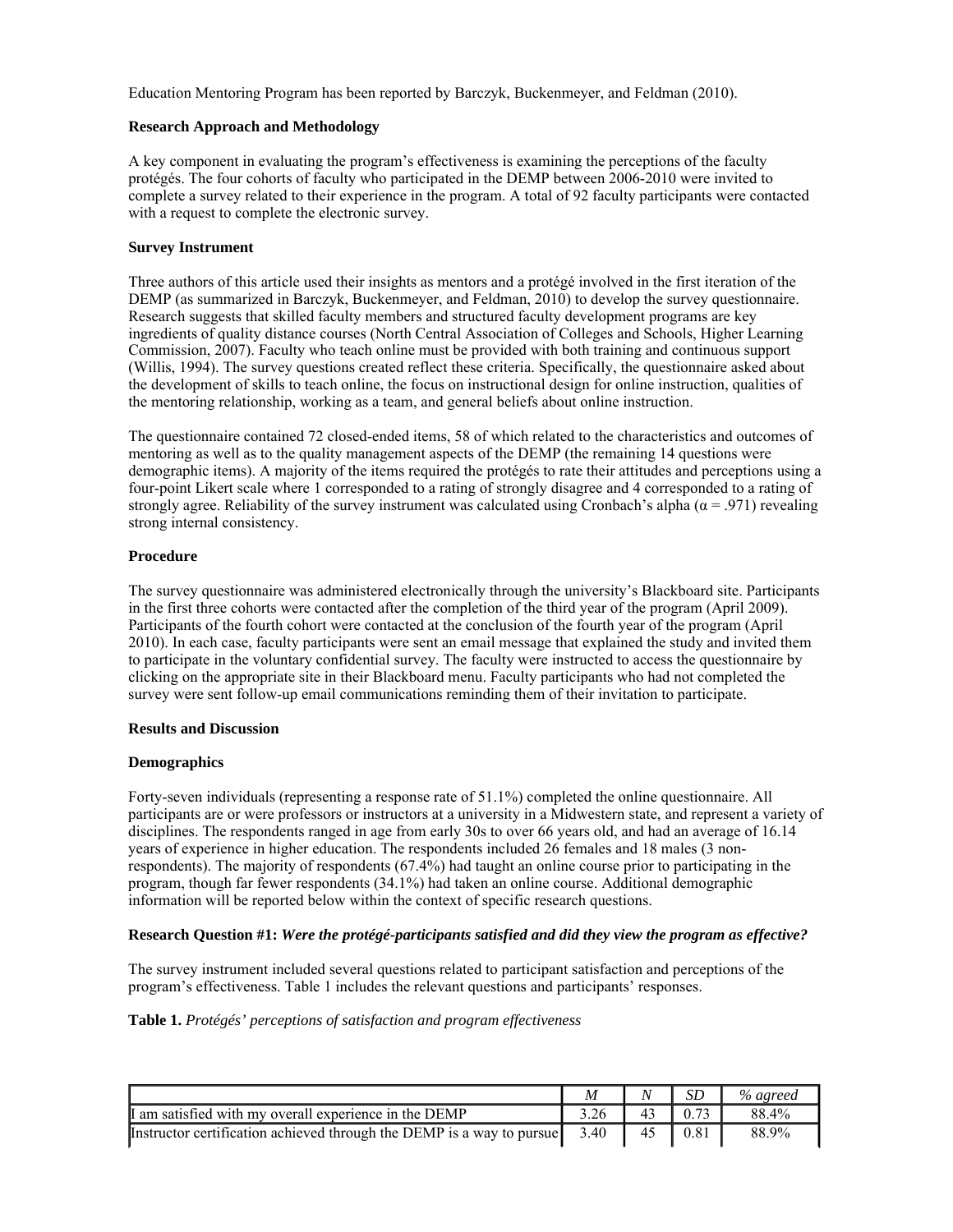Education Mentoring Program has been reported by Barczyk, Buckenmeyer, and Feldman (2010).

**Research Approach and Methodology**

A key component in evaluating the program's effectiveness is examining the perceptions of the faculty protégés. The four cohorts of faculty who participated in the DEMP between 2006-2010 were invited to complete a survey related to their experience in the program. A total of 92 faculty participants were contacted with a request to complete the electronic survey.

**Survey Instrument**

Three authors of this article used their insights as mentors and a protégé involved in the first iteration of the DEMP (as summarized in Barczyk, Buckenmeyer, and Feldman, 2010) to develop the survey questionnaire. Research suggests that skilled faculty members and structured faculty development programs are key ingredients of quality distance courses (North Central Association of Colleges and Schools, Higher Learning Commission, 2007). Faculty who teach online must be provided with both training and continuous support (Willis, 1994). The survey questions created reflect these criteria. Specifically, the questionnaire asked about the development of skills to teach online, the focus on instructional design for online instruction, qualities of the mentoring relationship, working as a team, and general beliefs about online instruction.

The questionnaire contained 72 closed-ended items, 58 of which related to the characteristics and outcomes of mentoring as well as to the quality management aspects of the DEMP (the remaining 14 questions were demographic items). A majority of the items required the protégés to rate their attitudes and perceptions using a four-point Likert scale where 1 corresponded to a rating of strongly disagree and 4 corresponded to a rating of strongly agree. Reliability of the survey instrument was calculated using Cronbach's alpha ($\alpha = .971$) revealing strong internal consistency.

**Procedure**

The survey questionnaire was administered electronically through the university's Blackboard site. Participants in the first three cohorts were contacted after the completion of the third year of the program (April 2009). Participants of the fourth cohort were contacted at the conclusion of the fourth year of the program (April 2010). In each case, faculty participants were sent an email message that explained the study and invited them to participate in the voluntary confidential survey. The faculty were instructed to access the questionnaire by clicking on the appropriate site in their Blackboard menu. Faculty participants who had not completed the survey were sent follow-up email communications reminding them of their invitation to participate.

**Results and Discussion**

**Demographics**

Forty-seven individuals (representing a response rate of 51.1%) completed the online questionnaire. All participants are or were professors or instructors at a university in a Midwestern state, and represent a variety of disciplines. The respondents ranged in age from early 30s to over 66 years old, and had an average of 16.14 years of experience in higher education. The respondents included 26 females and 18 males (3 non-respondents). The majority of respondents (67.4%) had taught an online course prior to participating in the program, though far fewer respondents (34.1%) had taken an online course. Additional demographic information will be reported below within the context of specific research questions.

**Research Question #1:** ***Were the protégé-participants satisfied and did they view the program as effective?***

The survey instrument included several questions related to participant satisfaction and perceptions of the program's effectiveness. Table 1 includes the relevant questions and participants' responses.

**Table 1.** *Protégés' perceptions of satisfaction and program effectiveness*

| | *M* | *N* | *SD* | *% agreed* |
|---|---|---|---|---|
| I am satisfied with my overall experience in the DEMP | 3.26 | 43 | 0.73 | 88.4% |
| Instructor certification achieved through the DEMP is a way to pursue | 3.40 | 45 | 0.81 | 88.9% |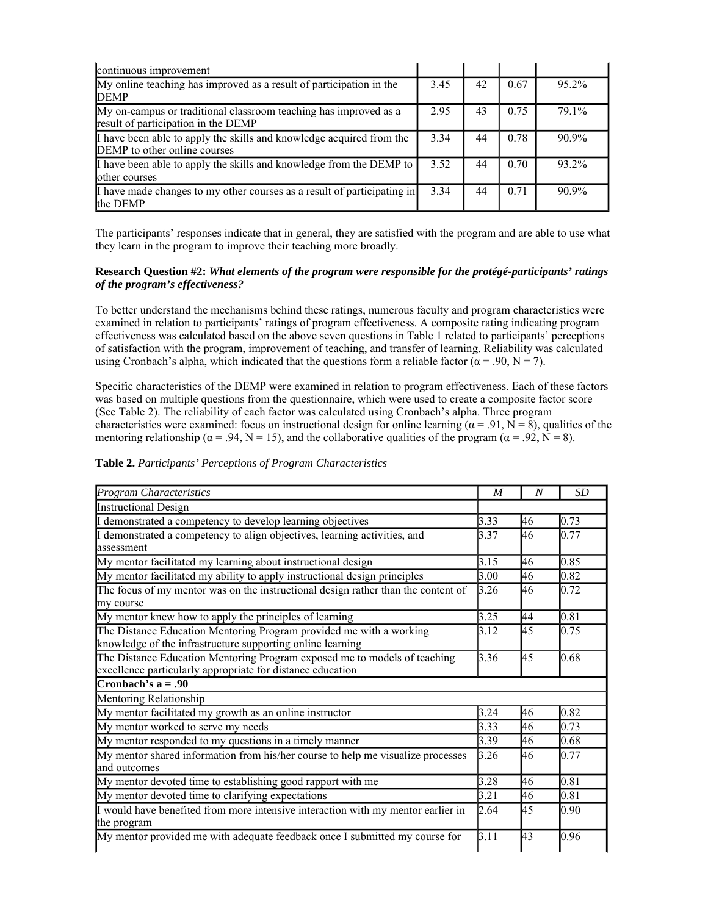| | | | | |
|---|---|---|---|---|
| continuous improvement | | | | |
| My online teaching has improved as a result of participation in the DEMP | 3.45 | 42 | 0.67 | 95.2% |
| My on-campus or traditional classroom teaching has improved as a result of participation in the DEMP | 2.95 | 43 | 0.75 | 79.1% |
| I have been able to apply the skills and knowledge acquired from the DEMP to other online courses | 3.34 | 44 | 0.78 | 90.9% |
| I have been able to apply the skills and knowledge from the DEMP to other courses | 3.52 | 44 | 0.70 | 93.2% |
| I have made changes to my other courses as a result of participating in the DEMP | 3.34 | 44 | 0.71 | 90.9% |

The participants' responses indicate that in general, they are satisfied with the program and are able to use what they learn in the program to improve their teaching more broadly.

**Research Question #2:** ***What elements of the program were responsible for the protégé-participants' ratings of the program's effectiveness?***

To better understand the mechanisms behind these ratings, numerous faculty and program characteristics were examined in relation to participants' ratings of program effectiveness. A composite rating indicating program effectiveness was calculated based on the above seven questions in Table 1 related to participants' perceptions of satisfaction with the program, improvement of teaching, and transfer of learning. Reliability was calculated using Cronbach's alpha, which indicated that the questions form a reliable factor ($\alpha = .90$, $N = 7$).

Specific characteristics of the DEMP were examined in relation to program effectiveness. Each of these factors was based on multiple questions from the questionnaire, which were used to create a composite factor score (See Table 2). The reliability of each factor was calculated using Cronbach's alpha. Three program characteristics were examined: focus on instructional design for online learning ($\alpha = .91$, $N = 8$), qualities of the mentoring relationship ($\alpha = .94$, $N = 15$), and the collaborative qualities of the program ($\alpha = .92$, $N = 8$).

**Table 2.** *Participants' Perceptions of Program Characteristics*

| *Program Characteristics* | *M* | *N* | *SD* |
|---|---|---|---|
| Instructional Design | | | |
| I demonstrated a competency to develop learning objectives | 3.33 | 46 | 0.73 |
| I demonstrated a competency to align objectives, learning activities, and assessment | 3.37 | 46 | 0.77 |
| My mentor facilitated my learning about instructional design | 3.15 | 46 | 0.85 |
| My mentor facilitated my ability to apply instructional design principles | 3.00 | 46 | 0.82 |
| The focus of my mentor was on the instructional design rather than the content of my course | 3.26 | 46 | 0.72 |
| My mentor knew how to apply the principles of learning | 3.25 | 44 | 0.81 |
| The Distance Education Mentoring Program provided me with a working knowledge of the infrastructure supporting online learning | 3.12 | 45 | 0.75 |
| The Distance Education Mentoring Program exposed me to models of teaching excellence particularly appropriate for distance education | 3.36 | 45 | 0.68 |
| **Cronbach's a = .90** | | | |
| Mentoring Relationship | | | |
| My mentor facilitated my growth as an online instructor | 3.24 | 46 | 0.82 |
| My mentor worked to serve my needs | 3.33 | 46 | 0.73 |
| My mentor responded to my questions in a timely manner | 3.39 | 46 | 0.68 |
| My mentor shared information from his/her course to help me visualize processes and outcomes | 3.26 | 46 | 0.77 |
| My mentor devoted time to establishing good rapport with me | 3.28 | 46 | 0.81 |
| My mentor devoted time to clarifying expectations | 3.21 | 46 | 0.81 |
| I would have benefited from more intensive interaction with my mentor earlier in the program | 2.64 | 45 | 0.90 |
| My mentor provided me with adequate feedback once I submitted my course for | 3.11 | 43 | 0.96 |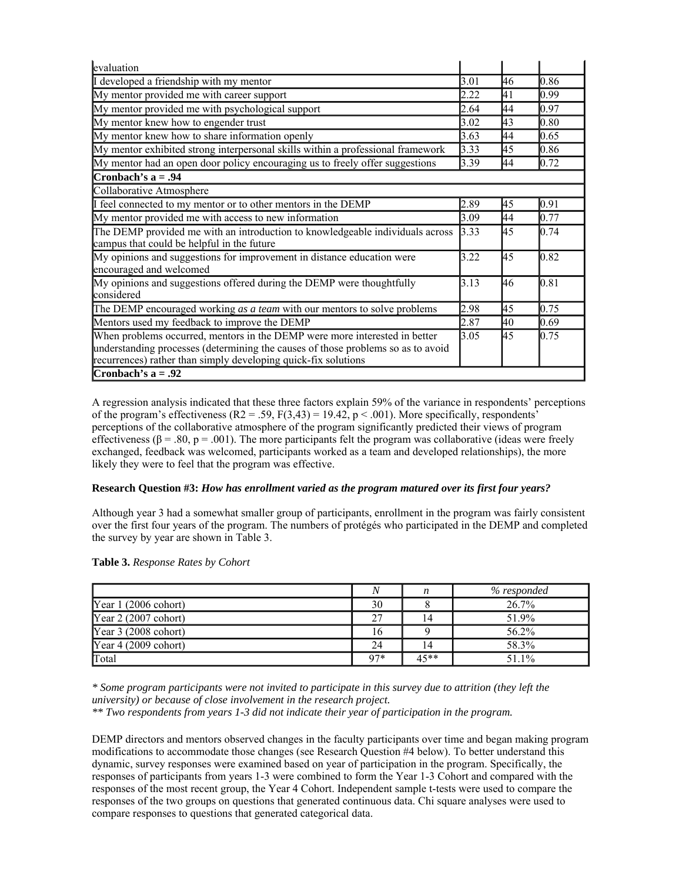| | | | |
|---|---|---|---|
| evaluation | | | |
| I developed a friendship with my mentor | 3.01 | 46 | 0.86 |
| My mentor provided me with career support | 2.22 | 41 | 0.99 |
| My mentor provided me with psychological support | 2.64 | 44 | 0.97 |
| My mentor knew how to engender trust | 3.02 | 43 | 0.80 |
| My mentor knew how to share information openly | 3.63 | 44 | 0.65 |
| My mentor exhibited strong interpersonal skills within a professional framework | 3.33 | 45 | 0.86 |
| My mentor had an open door policy encouraging us to freely offer suggestions | 3.39 | 44 | 0.72 |
| **Cronbach's a = .94** | | | |
| Collaborative Atmosphere | | | |
| I feel connected to my mentor or to other mentors in the DEMP | 2.89 | 45 | 0.91 |
| My mentor provided me with access to new information | 3.09 | 44 | 0.77 |
| The DEMP provided me with an introduction to knowledgeable individuals across campus that could be helpful in the future | 3.33 | 45 | 0.74 |
| My opinions and suggestions for improvement in distance education were encouraged and welcomed | 3.22 | 45 | 0.82 |
| My opinions and suggestions offered during the DEMP were thoughtfully considered | 3.13 | 46 | 0.81 |
| The DEMP encouraged working *as a team* with our mentors to solve problems | 2.98 | 45 | 0.75 |
| Mentors used my feedback to improve the DEMP | 2.87 | 40 | 0.69 |
| When problems occurred, mentors in the DEMP were more interested in better understanding processes (determining the causes of those problems so as to avoid recurrences) rather than simply developing quick-fix solutions | 3.05 | 45 | 0.75 |
| **Cronbach's a = .92** | | | |

A regression analysis indicated that these three factors explain 59% of the variance in respondents' perceptions of the program's effectiveness ($R2 = .59$, $F(3,43) = 19.42$, $p < .001$). More specifically, respondents' perceptions of the collaborative atmosphere of the program significantly predicted their views of program effectiveness ($\beta = .80$, $p = .001$). The more participants felt the program was collaborative (ideas were freely exchanged, feedback was welcomed, participants worked as a team and developed relationships), the more likely they were to feel that the program was effective.

**Research Question #3:** ***How has enrollment varied as the program matured over its first four years?***

Although year 3 had a somewhat smaller group of participants, enrollment in the program was fairly consistent over the first four years of the program. The numbers of protégés who participated in the DEMP and completed the survey by year are shown in Table 3.

**Table 3.** *Response Rates by Cohort*

| | *N* | *n* | *% responded* |
|---|---|---|---|
| Year 1 (2006 cohort) | 30 | 8 | 26.7% |
| Year 2 (2007 cohort) | 27 | 14 | 51.9% |
| Year 3 (2008 cohort) | 16 | 9 | 56.2% |
| Year 4 (2009 cohort) | 24 | 14 | 58.3% |
| Total | 97* | 45** | 51.1% |

*\* Some program participants were not invited to participate in this survey due to attrition (they left the university) or because of close involvement in the research project.*
*\*\* Two respondents from years 1-3 did not indicate their year of participation in the program.*

DEMP directors and mentors observed changes in the faculty participants over time and began making program modifications to accommodate those changes (see Research Question #4 below). To better understand this dynamic, survey responses were examined based on year of participation in the program. Specifically, the responses of participants from years 1-3 were combined to form the Year 1-3 Cohort and compared with the responses of the most recent group, the Year 4 Cohort. Independent sample t-tests were used to compare the responses of the two groups on questions that generated continuous data. Chi square analyses were used to compare responses to questions that generated categorical data.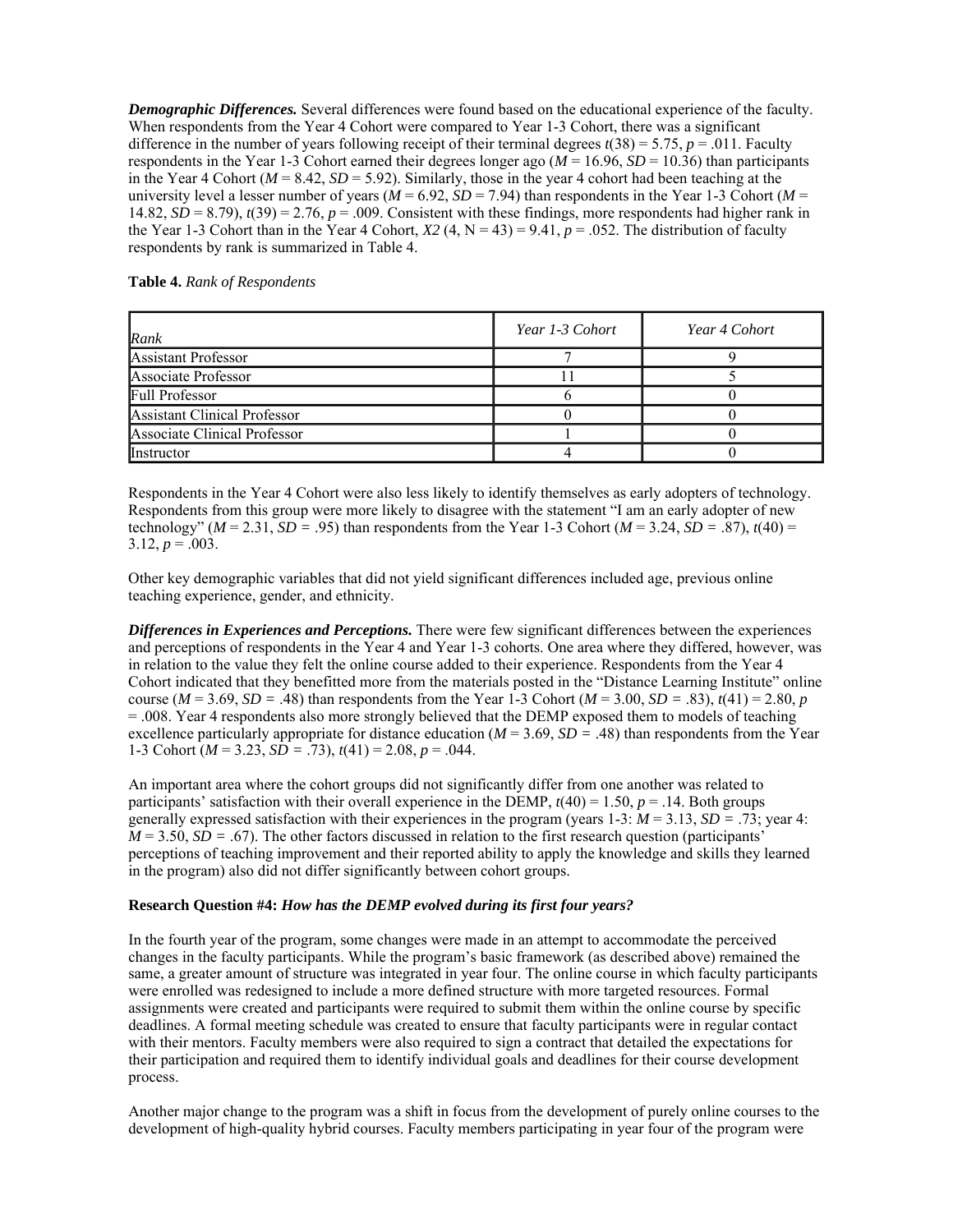***Demographic Differences.*** Several differences were found based on the educational experience of the faculty. When respondents from the Year 4 Cohort were compared to Year 1-3 Cohort, there was a significant difference in the number of years following receipt of their terminal degrees $t(38) = 5.75$, $p = .011$. Faculty respondents in the Year 1-3 Cohort earned their degrees longer ago ($M = 16.96$, $SD = 10.36$) than participants in the Year 4 Cohort ($M = 8.42$, $SD = 5.92$). Similarly, those in the year 4 cohort had been teaching at the university level a lesser number of years ($M = 6.92$, $SD = 7.94$) than respondents in the Year 1-3 Cohort ($M = 14.82$, $SD = 8.79$), $t(39) = 2.76$, $p = .009$. Consistent with these findings, more respondents had higher rank in the Year 1-3 Cohort than in the Year 4 Cohort, $X2$ (4, N = 43) = 9.41, $p = .052$. The distribution of faculty respondents by rank is summarized in Table 4.

**Table 4.** *Rank of Respondents*

| *Rank* | *Year 1-3 Cohort* | *Year 4 Cohort* |
|---|---|---|
| Assistant Professor | 7 | 9 |
| Associate Professor | 11 | 5 |
| Full Professor | 6 | 0 |
| Assistant Clinical Professor | 0 | 0 |
| Associate Clinical Professor | 1 | 0 |
| Instructor | 4 | 0 |

Respondents in the Year 4 Cohort were also less likely to identify themselves as early adopters of technology. Respondents from this group were more likely to disagree with the statement "I am an early adopter of new technology" ($M = 2.31$, $SD = .95$) than respondents from the Year 1-3 Cohort ($M = 3.24$, $SD = .87$), $t(40) = 3.12$, $p = .003$.

Other key demographic variables that did not yield significant differences included age, previous online teaching experience, gender, and ethnicity.

***Differences in Experiences and Perceptions.*** There were few significant differences between the experiences and perceptions of respondents in the Year 4 and Year 1-3 cohorts. One area where they differed, however, was in relation to the value they felt the online course added to their experience. Respondents from the Year 4 Cohort indicated that they benefitted more from the materials posted in the "Distance Learning Institute" online course ($M = 3.69$, $SD = .48$) than respondents from the Year 1-3 Cohort ($M = 3.00$, $SD = .83$), $t(41) = 2.80$, $p = .008$. Year 4 respondents also more strongly believed that the DEMP exposed them to models of teaching excellence particularly appropriate for distance education ($M = 3.69$, $SD = .48$) than respondents from the Year 1-3 Cohort ($M = 3.23$, $SD = .73$), $t(41) = 2.08$, $p = .044$.

An important area where the cohort groups did not significantly differ from one another was related to participants' satisfaction with their overall experience in the DEMP, $t(40) = 1.50$, $p = .14$. Both groups generally expressed satisfaction with their experiences in the program (years 1-3: $M = 3.13$, $SD = .73$; year 4: $M = 3.50$, $SD = .67$). The other factors discussed in relation to the first research question (participants' perceptions of teaching improvement and their reported ability to apply the knowledge and skills they learned in the program) also did not differ significantly between cohort groups.

**Research Question #4:** ***How has the DEMP evolved during its first four years?***

In the fourth year of the program, some changes were made in an attempt to accommodate the perceived changes in the faculty participants. While the program's basic framework (as described above) remained the same, a greater amount of structure was integrated in year four. The online course in which faculty participants were enrolled was redesigned to include a more defined structure with more targeted resources. Formal assignments were created and participants were required to submit them within the online course by specific deadlines. A formal meeting schedule was created to ensure that faculty participants were in regular contact with their mentors. Faculty members were also required to sign a contract that detailed the expectations for their participation and required them to identify individual goals and deadlines for their course development process.

Another major change to the program was a shift in focus from the development of purely online courses to the development of high-quality hybrid courses. Faculty members participating in year four of the program were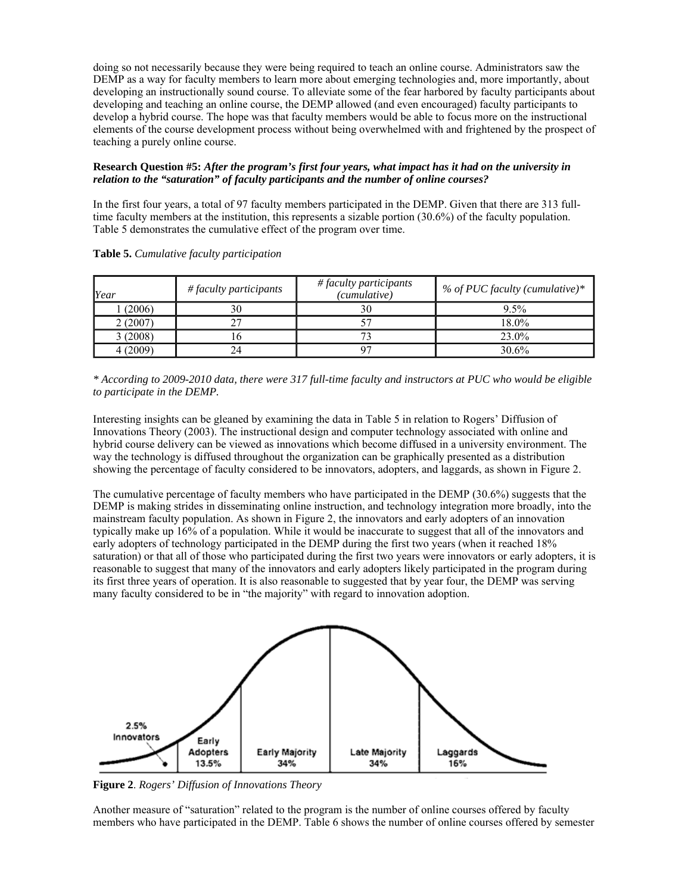doing so not necessarily because they were being required to teach an online course. Administrators saw the DEMP as a way for faculty members to learn more about emerging technologies and, more importantly, about developing an instructionally sound course. To alleviate some of the fear harbored by faculty participants about developing and teaching an online course, the DEMP allowed (and even encouraged) faculty participants to develop a hybrid course. The hope was that faculty members would be able to focus more on the instructional elements of the course development process without being overwhelmed with and frightened by the prospect of teaching a purely online course.

**Research Question #5:** ***After the program's first four years, what impact has it had on the university in relation to the "saturation" of faculty participants and the number of online courses?***

In the first four years, a total of 97 faculty members participated in the DEMP. Given that there are 313 full-time faculty members at the institution, this represents a sizable portion (30.6%) of the faculty population. Table 5 demonstrates the cumulative effect of the program over time.

**Table 5.** *Cumulative faculty participation*

| *Year* | *# faculty participants* | *# faculty participants (cumulative)* | *% of PUC faculty (cumulative)\** |
|---|---|---|---|
| 1 (2006) | 30 | 30 | 9.5% |
| 2 (2007) | 27 | 57 | 18.0% |
| 3 (2008) | 16 | 73 | 23.0% |
| 4 (2009) | 24 | 97 | 30.6% |

*\* According to 2009-2010 data, there were 317 full-time faculty and instructors at PUC who would be eligible to participate in the DEMP.*

Interesting insights can be gleaned by examining the data in Table 5 in relation to Rogers' Diffusion of Innovations Theory (2003). The instructional design and computer technology associated with online and hybrid course delivery can be viewed as innovations which become diffused in a university environment. The way the technology is diffused throughout the organization can be graphically presented as a distribution showing the percentage of faculty considered to be innovators, adopters, and laggards, as shown in Figure 2.

The cumulative percentage of faculty members who have participated in the DEMP (30.6%) suggests that the DEMP is making strides in disseminating online instruction, and technology integration more broadly, into the mainstream faculty population. As shown in Figure 2, the innovators and early adopters of an innovation typically make up 16% of a population. While it would be inaccurate to suggest that all of the innovators and early adopters of technology participated in the DEMP during the first two years (when it reached 18% saturation) or that all of those who participated during the first two years were innovators or early adopters, it is reasonable to suggest that many of the innovators and early adopters likely participated in the program during its first three years of operation. It is also reasonable to suggested that by year four, the DEMP was serving many faculty considered to be in "the majority" with regard to innovation adoption.

2.5% Innovators

Early Adopters 13.5%

Early Majority 34%

Late Majority 34%

Laggards 16%

**Figure 2**. *Rogers' Diffusion of Innovations Theory*

Another measure of "saturation" related to the program is the number of online courses offered by faculty members who have participated in the DEMP. Table 6 shows the number of online courses offered by semester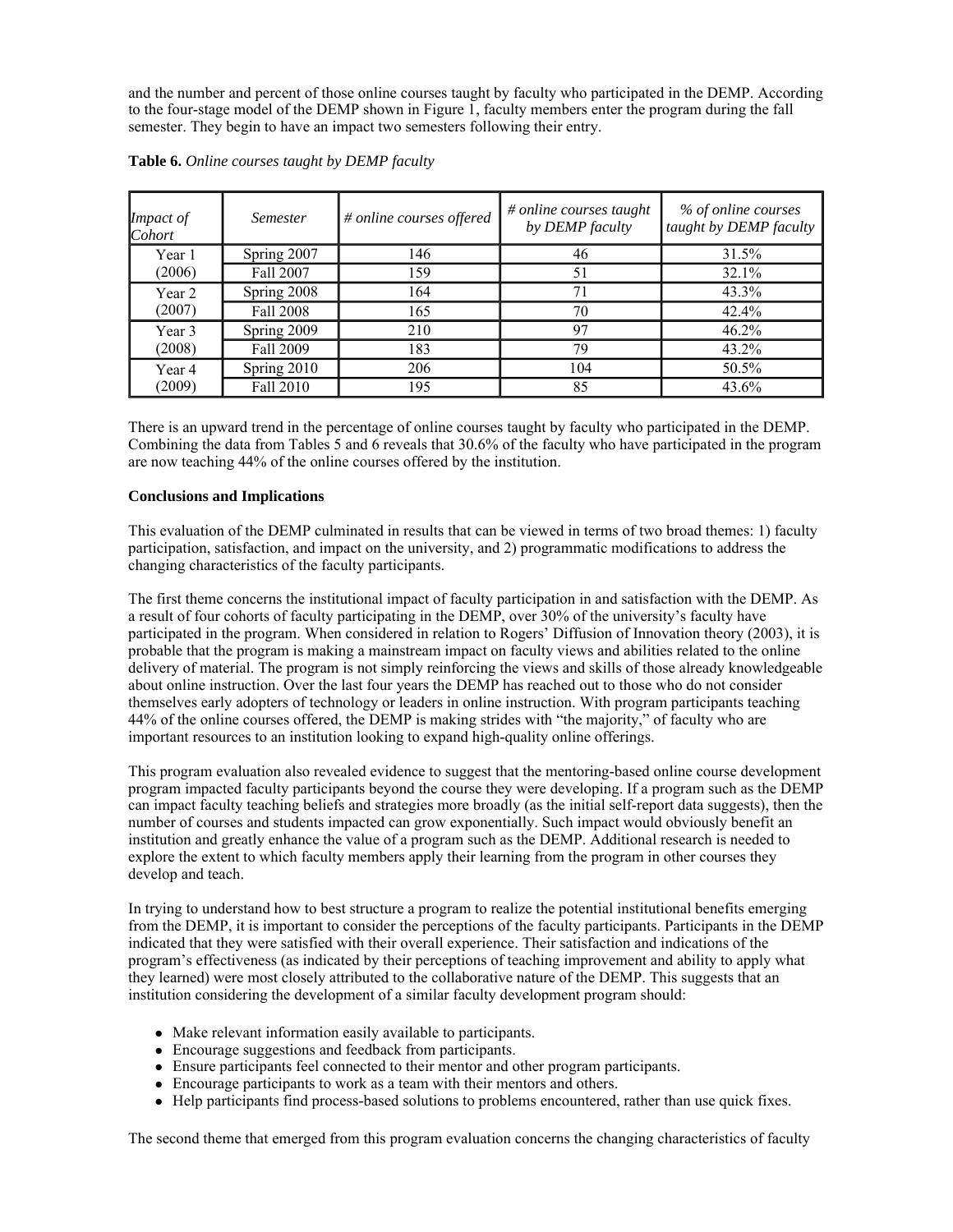and the number and percent of those online courses taught by faculty who participated in the DEMP. According to the four-stage model of the DEMP shown in Figure 1, faculty members enter the program during the fall semester. They begin to have an impact two semesters following their entry.

**Table 6.** *Online courses taught by DEMP faculty*

| *Impact of Cohort* | *Semester* | *# online courses offered* | *# online courses taught by DEMP faculty* | *% of online courses taught by DEMP faculty* |
|---|---|---|---|---|
| Year 1 (2006) | Spring 2007 | 146 | 46 | 31.5% |
| | Fall 2007 | 159 | 51 | 32.1% |
| Year 2 (2007) | Spring 2008 | 164 | 71 | 43.3% |
| | Fall 2008 | 165 | 70 | 42.4% |
| Year 3 (2008) | Spring 2009 | 210 | 97 | 46.2% |
| | Fall 2009 | 183 | 79 | 43.2% |
| Year 4 (2009) | Spring 2010 | 206 | 104 | 50.5% |
| | Fall 2010 | 195 | 85 | 43.6% |

There is an upward trend in the percentage of online courses taught by faculty who participated in the DEMP. Combining the data from Tables 5 and 6 reveals that 30.6% of the faculty who have participated in the program are now teaching 44% of the online courses offered by the institution.

**Conclusions and Implications**

This evaluation of the DEMP culminated in results that can be viewed in terms of two broad themes: 1) faculty participation, satisfaction, and impact on the university, and 2) programmatic modifications to address the changing characteristics of the faculty participants.

The first theme concerns the institutional impact of faculty participation in and satisfaction with the DEMP. As a result of four cohorts of faculty participating in the DEMP, over 30% of the university's faculty have participated in the program. When considered in relation to Rogers' Diffusion of Innovation theory (2003), it is probable that the program is making a mainstream impact on faculty views and abilities related to the online delivery of material. The program is not simply reinforcing the views and skills of those already knowledgeable about online instruction. Over the last four years the DEMP has reached out to those who do not consider themselves early adopters of technology or leaders in online instruction. With program participants teaching 44% of the online courses offered, the DEMP is making strides with "the majority," of faculty who are important resources to an institution looking to expand high-quality online offerings.

This program evaluation also revealed evidence to suggest that the mentoring-based online course development program impacted faculty participants beyond the course they were developing. If a program such as the DEMP can impact faculty teaching beliefs and strategies more broadly (as the initial self-report data suggests), then the number of courses and students impacted can grow exponentially. Such impact would obviously benefit an institution and greatly enhance the value of a program such as the DEMP. Additional research is needed to explore the extent to which faculty members apply their learning from the program in other courses they develop and teach.

In trying to understand how to best structure a program to realize the potential institutional benefits emerging from the DEMP, it is important to consider the perceptions of the faculty participants. Participants in the DEMP indicated that they were satisfied with their overall experience. Their satisfaction and indications of the program's effectiveness (as indicated by their perceptions of teaching improvement and ability to apply what they learned) were most closely attributed to the collaborative nature of the DEMP. This suggests that an institution considering the development of a similar faculty development program should:

- Make relevant information easily available to participants.
- Encourage suggestions and feedback from participants.
- Ensure participants feel connected to their mentor and other program participants.
- Encourage participants to work as a team with their mentors and others.
- Help participants find process-based solutions to problems encountered, rather than use quick fixes.

The second theme that emerged from this program evaluation concerns the changing characteristics of faculty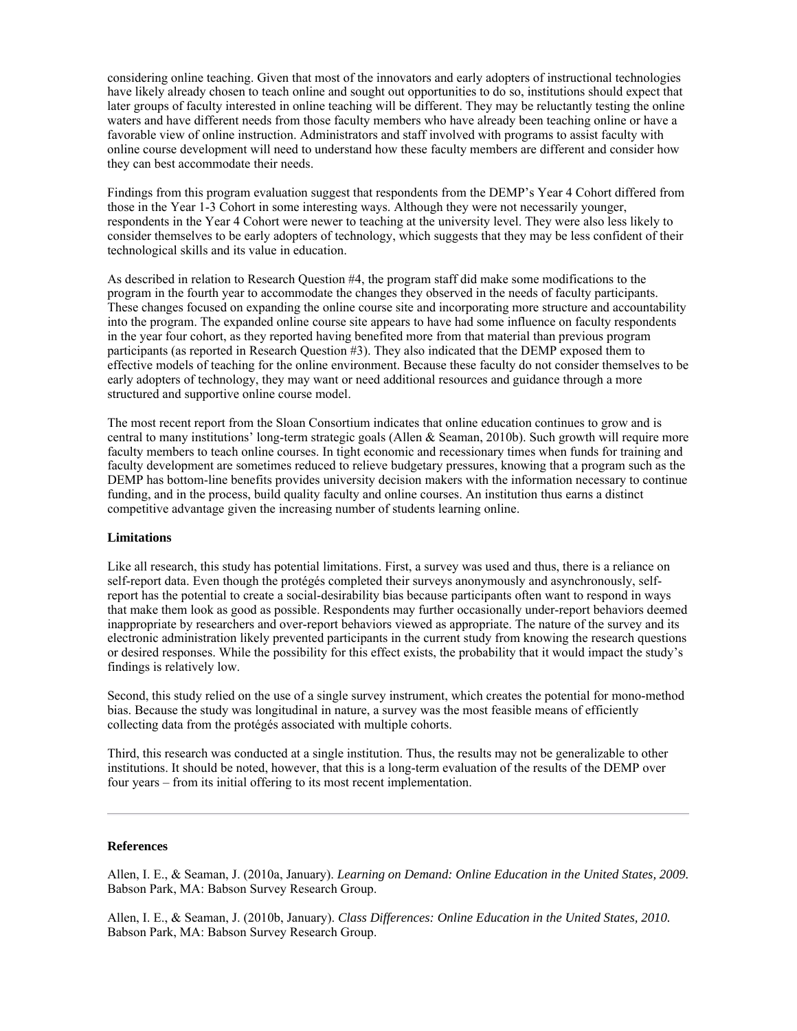considering online teaching. Given that most of the innovators and early adopters of instructional technologies have likely already chosen to teach online and sought out opportunities to do so, institutions should expect that later groups of faculty interested in online teaching will be different. They may be reluctantly testing the online waters and have different needs from those faculty members who have already been teaching online or have a favorable view of online instruction. Administrators and staff involved with programs to assist faculty with online course development will need to understand how these faculty members are different and consider how they can best accommodate their needs.

Findings from this program evaluation suggest that respondents from the DEMP's Year 4 Cohort differed from those in the Year 1-3 Cohort in some interesting ways. Although they were not necessarily younger, respondents in the Year 4 Cohort were newer to teaching at the university level. They were also less likely to consider themselves to be early adopters of technology, which suggests that they may be less confident of their technological skills and its value in education.

As described in relation to Research Question #4, the program staff did make some modifications to the program in the fourth year to accommodate the changes they observed in the needs of faculty participants. These changes focused on expanding the online course site and incorporating more structure and accountability into the program. The expanded online course site appears to have had some influence on faculty respondents in the year four cohort, as they reported having benefited more from that material than previous program participants (as reported in Research Question #3). They also indicated that the DEMP exposed them to effective models of teaching for the online environment. Because these faculty do not consider themselves to be early adopters of technology, they may want or need additional resources and guidance through a more structured and supportive online course model.

The most recent report from the Sloan Consortium indicates that online education continues to grow and is central to many institutions' long-term strategic goals (Allen & Seaman, 2010b). Such growth will require more faculty members to teach online courses. In tight economic and recessionary times when funds for training and faculty development are sometimes reduced to relieve budgetary pressures, knowing that a program such as the DEMP has bottom-line benefits provides university decision makers with the information necessary to continue funding, and in the process, build quality faculty and online courses. An institution thus earns a distinct competitive advantage given the increasing number of students learning online.

**Limitations**

Like all research, this study has potential limitations. First, a survey was used and thus, there is a reliance on self-report data. Even though the protégés completed their surveys anonymously and asynchronously, self-report has the potential to create a social-desirability bias because participants often want to respond in ways that make them look as good as possible. Respondents may further occasionally under-report behaviors deemed inappropriate by researchers and over-report behaviors viewed as appropriate. The nature of the survey and its electronic administration likely prevented participants in the current study from knowing the research questions or desired responses. While the possibility for this effect exists, the probability that it would impact the study's findings is relatively low.

Second, this study relied on the use of a single survey instrument, which creates the potential for mono-method bias. Because the study was longitudinal in nature, a survey was the most feasible means of efficiently collecting data from the protégés associated with multiple cohorts.

Third, this research was conducted at a single institution. Thus, the results may not be generalizable to other institutions. It should be noted, however, that this is a long-term evaluation of the results of the DEMP over four years – from its initial offering to its most recent implementation.

---

**References**

Allen, I. E., & Seaman, J. (2010a, January). *Learning on Demand: Online Education in the United States, 2009.* Babson Park, MA: Babson Survey Research Group.

Allen, I. E., & Seaman, J. (2010b, January). *Class Differences: Online Education in the United States, 2010.* Babson Park, MA: Babson Survey Research Group.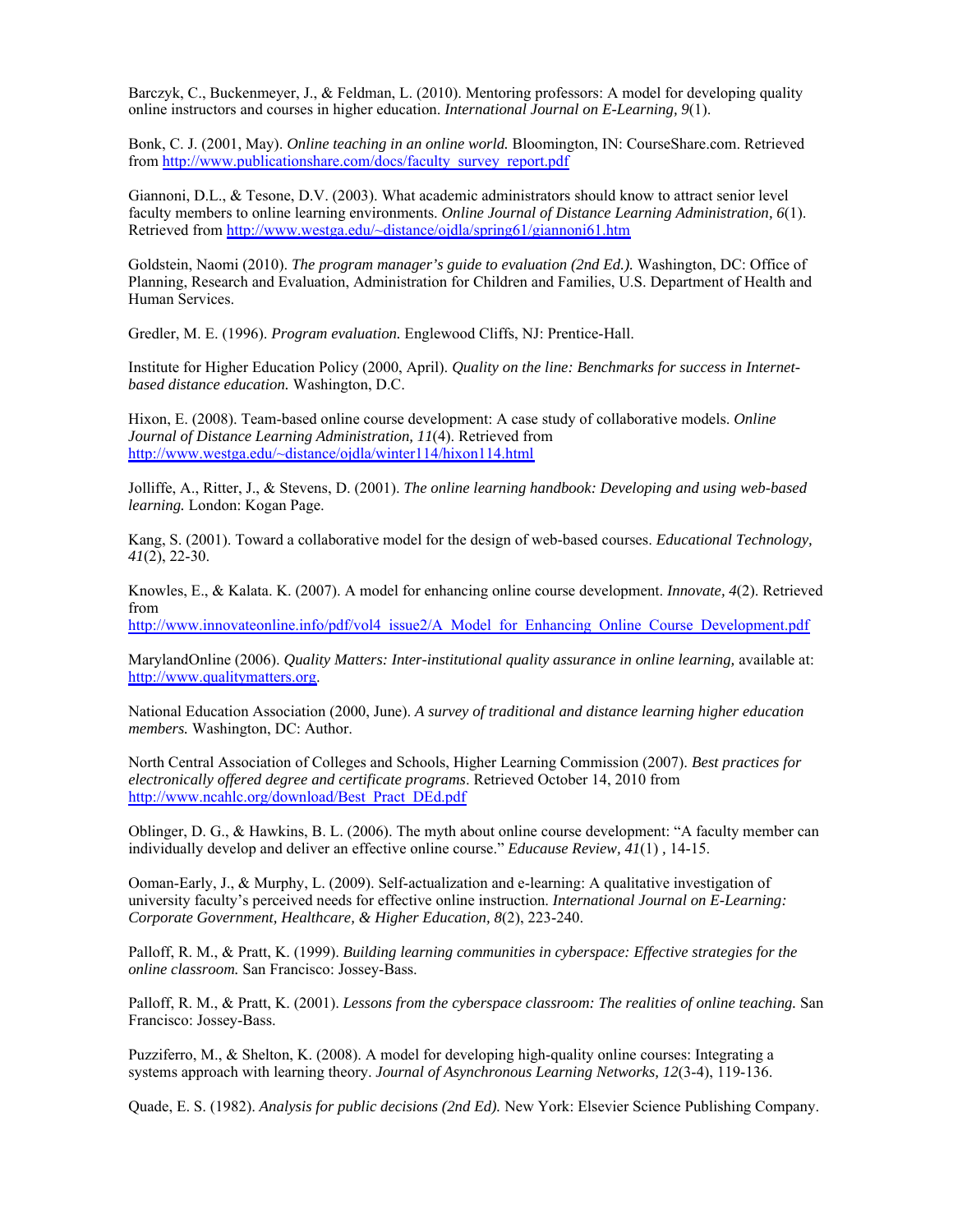Barczyk, C., Buckenmeyer, J., & Feldman, L. (2010). Mentoring professors: A model for developing quality online instructors and courses in higher education. *International Journal on E-Learning, 9*(1).

Bonk, C. J. (2001, May). *Online teaching in an online world.* Bloomington, IN: CourseShare.com. Retrieved from http://www.publicationshare.com/docs/faculty_survey_report.pdf

Giannoni, D.L., & Tesone, D.V. (2003). What academic administrators should know to attract senior level faculty members to online learning environments. *Online Journal of Distance Learning Administration, 6*(1). Retrieved from http://www.westga.edu/~distance/ojdla/spring61/giannoni61.htm

Goldstein, Naomi (2010). *The program manager's guide to evaluation (2nd Ed.).* Washington, DC: Office of Planning, Research and Evaluation, Administration for Children and Families, U.S. Department of Health and Human Services.

Gredler, M. E. (1996). *Program evaluation.* Englewood Cliffs, NJ: Prentice-Hall.

Institute for Higher Education Policy (2000, April). *Quality on the line: Benchmarks for success in Internet-based distance education.* Washington, D.C.

Hixon, E. (2008). Team-based online course development: A case study of collaborative models. *Online Journal of Distance Learning Administration, 11*(4). Retrieved from http://www.westga.edu/~distance/ojdla/winter114/hixon114.html

Jolliffe, A., Ritter, J., & Stevens, D. (2001). *The online learning handbook: Developing and using web-based learning.* London: Kogan Page.

Kang, S. (2001). Toward a collaborative model for the design of web-based courses. *Educational Technology, 41*(2), 22-30.

Knowles, E., & Kalata. K. (2007). A model for enhancing online course development. *Innovate, 4*(2). Retrieved from http://www.innovateonline.info/pdf/vol4_issue2/A_Model_for_Enhancing_Online_Course_Development.pdf

MarylandOnline (2006). *Quality Matters: Inter-institutional quality assurance in online learning,* available at: http://www.qualitymatters.org.

National Education Association (2000, June). *A survey of traditional and distance learning higher education members.* Washington, DC: Author.

North Central Association of Colleges and Schools, Higher Learning Commission (2007). *Best practices for electronically offered degree and certificate programs*. Retrieved October 14, 2010 from http://www.ncahlc.org/download/Best_Pract_DEd.pdf

Oblinger, D. G., & Hawkins, B. L. (2006). The myth about online course development: "A faculty member can individually develop and deliver an effective online course." *Educause Review, 41*(1) , 14-15.

Ooman-Early, J., & Murphy, L. (2009). Self-actualization and e-learning: A qualitative investigation of university faculty's perceived needs for effective online instruction. *International Journal on E-Learning: Corporate Government, Healthcare, & Higher Education, 8*(2), 223-240.

Palloff, R. M., & Pratt, K. (1999). *Building learning communities in cyberspace: Effective strategies for the online classroom.* San Francisco: Jossey-Bass.

Palloff, R. M., & Pratt, K. (2001). *Lessons from the cyberspace classroom: The realities of online teaching.* San Francisco: Jossey-Bass.

Puzziferro, M., & Shelton, K. (2008). A model for developing high-quality online courses: Integrating a systems approach with learning theory. *Journal of Asynchronous Learning Networks, 12*(3-4), 119-136.

Quade, E. S. (1982). *Analysis for public decisions (2nd Ed).* New York: Elsevier Science Publishing Company.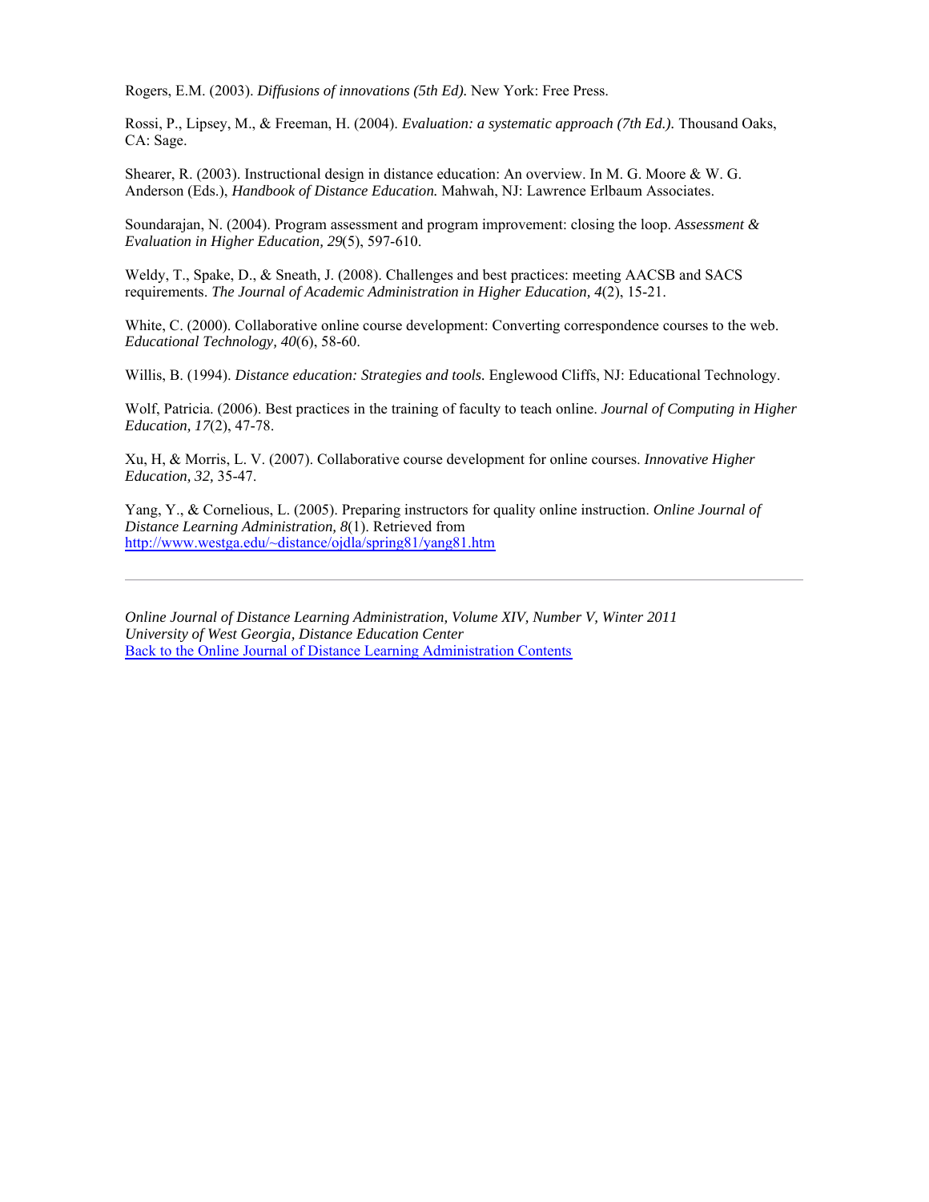Rogers, E.M. (2003). *Diffusions of innovations (5th Ed).* New York: Free Press.

Rossi, P., Lipsey, M., & Freeman, H. (2004). *Evaluation: a systematic approach (7th Ed.).* Thousand Oaks, CA: Sage.

Shearer, R. (2003). Instructional design in distance education: An overview. In M. G. Moore & W. G. Anderson (Eds.), *Handbook of Distance Education.* Mahwah, NJ: Lawrence Erlbaum Associates.

Soundarajan, N. (2004). Program assessment and program improvement: closing the loop. *Assessment & Evaluation in Higher Education, 29*(5), 597-610.

Weldy, T., Spake, D., & Sneath, J. (2008). Challenges and best practices: meeting AACSB and SACS requirements. *The Journal of Academic Administration in Higher Education, 4*(2), 15-21.

White, C. (2000). Collaborative online course development: Converting correspondence courses to the web. *Educational Technology, 40*(6), 58-60.

Willis, B. (1994). *Distance education: Strategies and tools.* Englewood Cliffs, NJ: Educational Technology.

Wolf, Patricia. (2006). Best practices in the training of faculty to teach online. *Journal of Computing in Higher Education, 17*(2), 47-78.

Xu, H, & Morris, L. V. (2007). Collaborative course development for online courses. *Innovative Higher Education, 32,* 35-47.

Yang, Y., & Cornelious, L. (2005). Preparing instructors for quality online instruction. *Online Journal of Distance Learning Administration, 8*(1). Retrieved from [http://www.westga.edu/~distance/ojdla/spring81/yang81.htm](http://www.westga.edu/~distance/ojdla/spring81/yang81.htm)

---

*Online Journal of Distance Learning Administration, Volume XIV, Number V, Winter 2011*
*University of West Georgia, Distance Education Center*
Back to the Online Journal of Distance Learning Administration Contents